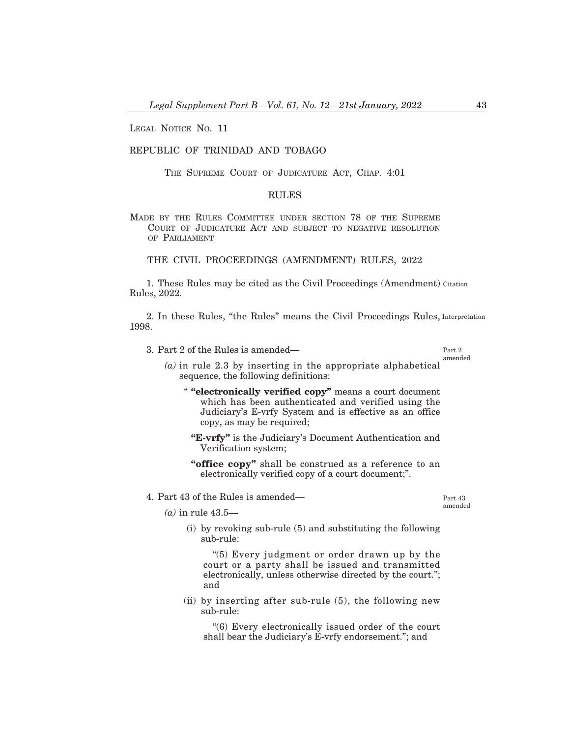LEGAL NOTICE NO. 11

REPUBLIC OF TRINIDAD AND TOBAGO

THE SUPREME COURT OF JUDICATURE ACT, CHAP. 4:01

RULES

MADE BY THE RULES COMMITTEE UNDER SECTION 78 OF THE SUPREME COURT OF JUDICATURE ACT AND SUBJECT TO NEGATIVE RESOLUTION OF PARLIAMENT

THE CIVIL PROCEEDINGS (AMENDMENT) RULES, 2022

Citation

1. These Rules may be cited as the Civil Proceedings (Amendment) Rules, 2022.

Interpretation

2. In these Rules, "the Rules" means the Civil Proceedings Rules, 1998.

Part 2 amended

3. Part 2 of the Rules is amended—

*(a)* in rule 2.3 by inserting in the appropriate alphabetical sequence, the following definitions:

" **"electronically verified copy"** means a court document which has been authenticated and verified using the Judiciary's E-vrfy System and is effective as an office copy, as may be required;

**"E-vrfy"** is the Judiciary's Document Authentication and Verification system;

**"office copy"** shall be construed as a reference to an electronically verified copy of a court document;".

Part 43 amended

4. Part 43 of the Rules is amended—

*(a)* in rule 43.5—

(i) by revoking sub-rule (5) and substituting the following sub-rule:

"(5) Every judgment or order drawn up by the court or a party shall be issued and transmitted electronically, unless otherwise directed by the court."; and

(ii) by inserting after sub-rule (5), the following new sub-rule:

"(6) Every electronically issued order of the court shall bear the Judiciary's E-vrfy endorsement."; and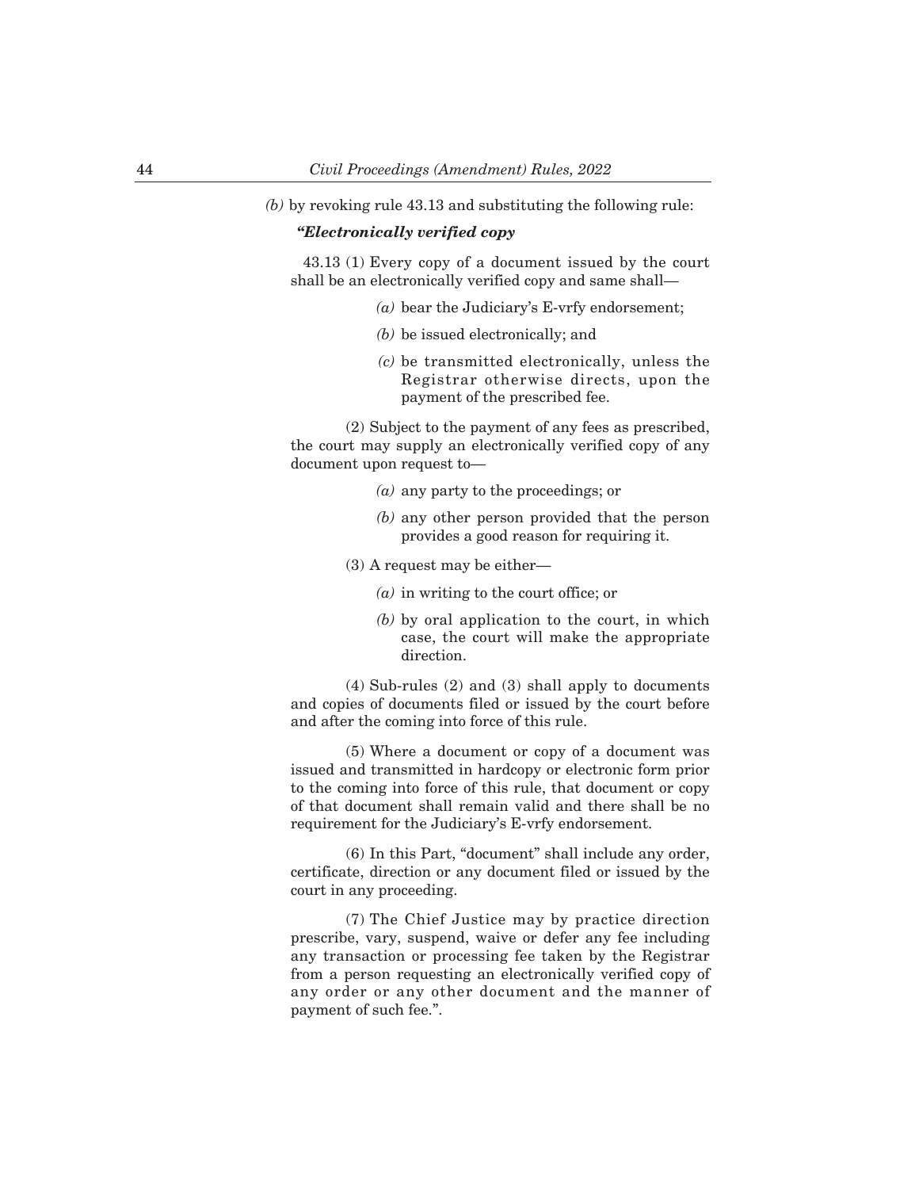*(b)* by revoking rule 43.13 and substituting the following rule:

***"Electronically verified copy***

43.13 (1) Every copy of a document issued by the court shall be an electronically verified copy and same shall—

*(a)* bear the Judiciary's E-vrfy endorsement;

*(b)* be issued electronically; and

*(c)* be transmitted electronically, unless the Registrar otherwise directs, upon the payment of the prescribed fee.

(2) Subject to the payment of any fees as prescribed, the court may supply an electronically verified copy of any document upon request to—

*(a)* any party to the proceedings; or

*(b)* any other person provided that the person provides a good reason for requiring it.

(3) A request may be either—

*(a)* in writing to the court office; or

*(b)* by oral application to the court, in which case, the court will make the appropriate direction.

(4) Sub-rules (2) and (3) shall apply to documents and copies of documents filed or issued by the court before and after the coming into force of this rule.

(5) Where a document or copy of a document was issued and transmitted in hardcopy or electronic form prior to the coming into force of this rule, that document or copy of that document shall remain valid and there shall be no requirement for the Judiciary's E-vrfy endorsement.

(6) In this Part, "document" shall include any order, certificate, direction or any document filed or issued by the court in any proceeding.

(7) The Chief Justice may by practice direction prescribe, vary, suspend, waive or defer any fee including any transaction or processing fee taken by the Registrar from a person requesting an electronically verified copy of any order or any other document and the manner of payment of such fee.".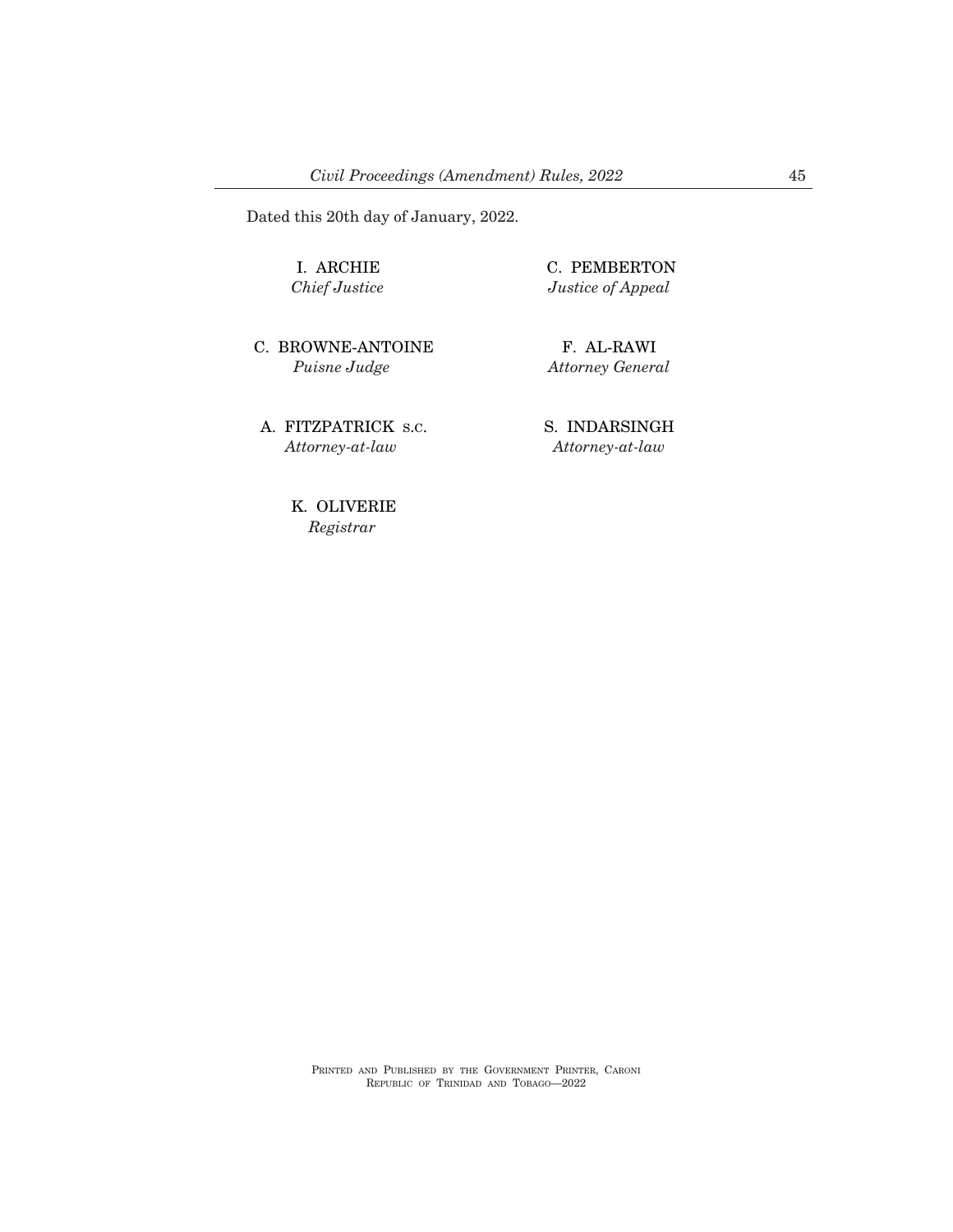Dated this 20th day of January, 2022.

I. ARCHIE
*Chief Justice*

C. PEMBERTON
*Justice of Appeal*

C. BROWNE-ANTOINE
*Puisne Judge*

F. AL-RAWI
*Attorney General*

A. FITZPATRICK S.C.
*Attorney-at-law*

S. INDARSINGH
*Attorney-at-law*

K. OLIVERIE
*Registrar*

PRINTED AND PUBLISHED BY THE GOVERNMENT PRINTER, CARONI
REPUBLIC OF TRINIDAD AND TOBAGO—2022